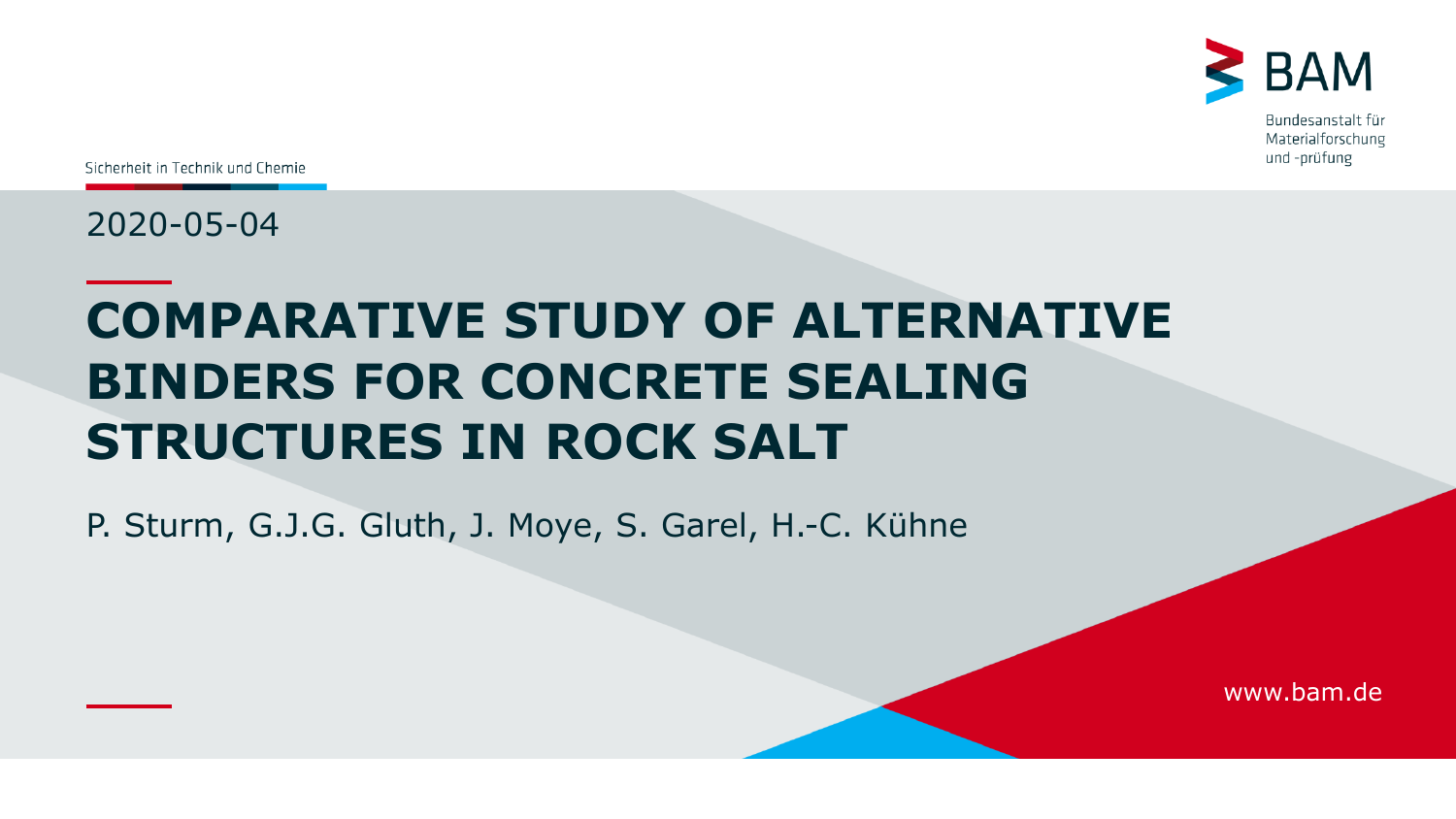BAM

Bundesanstalt für Materialforschung und -prüfung

Sicherheit in Technik und Chemie

2020-05-04

# COMPARATIVE STUDY OF ALTERNATIVE BINDERS FOR CONCRETE SEALING STRUCTURES IN ROCK SALT

P. Sturm, G.J.G. Gluth, J. Moye, S. Garel, H.-C. Kühne

www.bam.de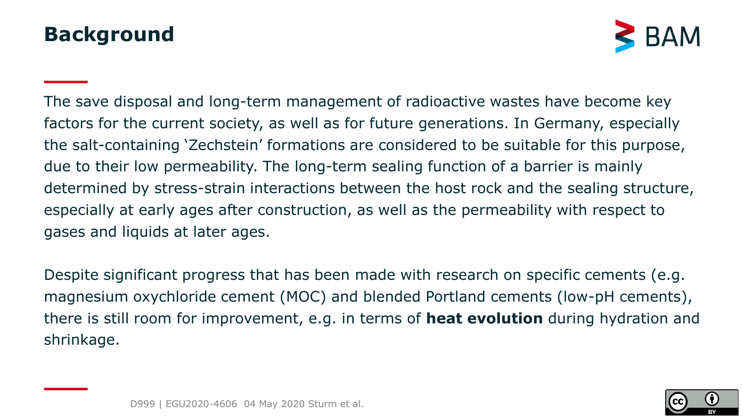# Background

The save disposal and long-term management of radioactive wastes have become key factors for the current society, as well as for future generations. In Germany, especially the salt-containing 'Zechstein' formations are considered to be suitable for this purpose, due to their low permeability. The long-term sealing function of a barrier is mainly determined by stress-strain interactions between the host rock and the sealing structure, especially at early ages after construction, as well as the permeability with respect to gases and liquids at later ages.

Despite significant progress that has been made with research on specific cements (e.g. magnesium oxychloride cement (MOC) and blended Portland cements (low-pH cements), there is still room for improvement, e.g. in terms of **heat evolution** during hydration and shrinkage.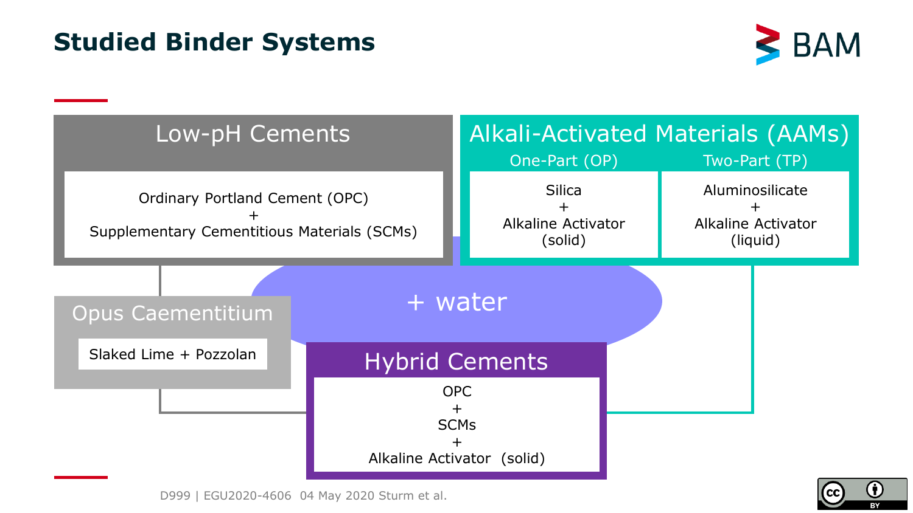# Studied Binder Systems

## Low-pH Cements

Ordinary Portland Cement (OPC)
+
Supplementary Cementitious Materials (SCMs)

## Alkali-Activated Materials (AAMs)

| One-Part (OP) | Two-Part (TP) |
| --- | --- |
| Silica + Alkaline Activator (solid) | Aluminosilicate + Alkaline Activator (liquid) |

## Opus Caementitium

Slaked Lime + Pozzolan

**+ water**

## Hybrid Cements

OPC
+
SCMs
+
Alkaline Activator (solid)

D999 | EGU2020-4606 04 May 2020 Sturm et al.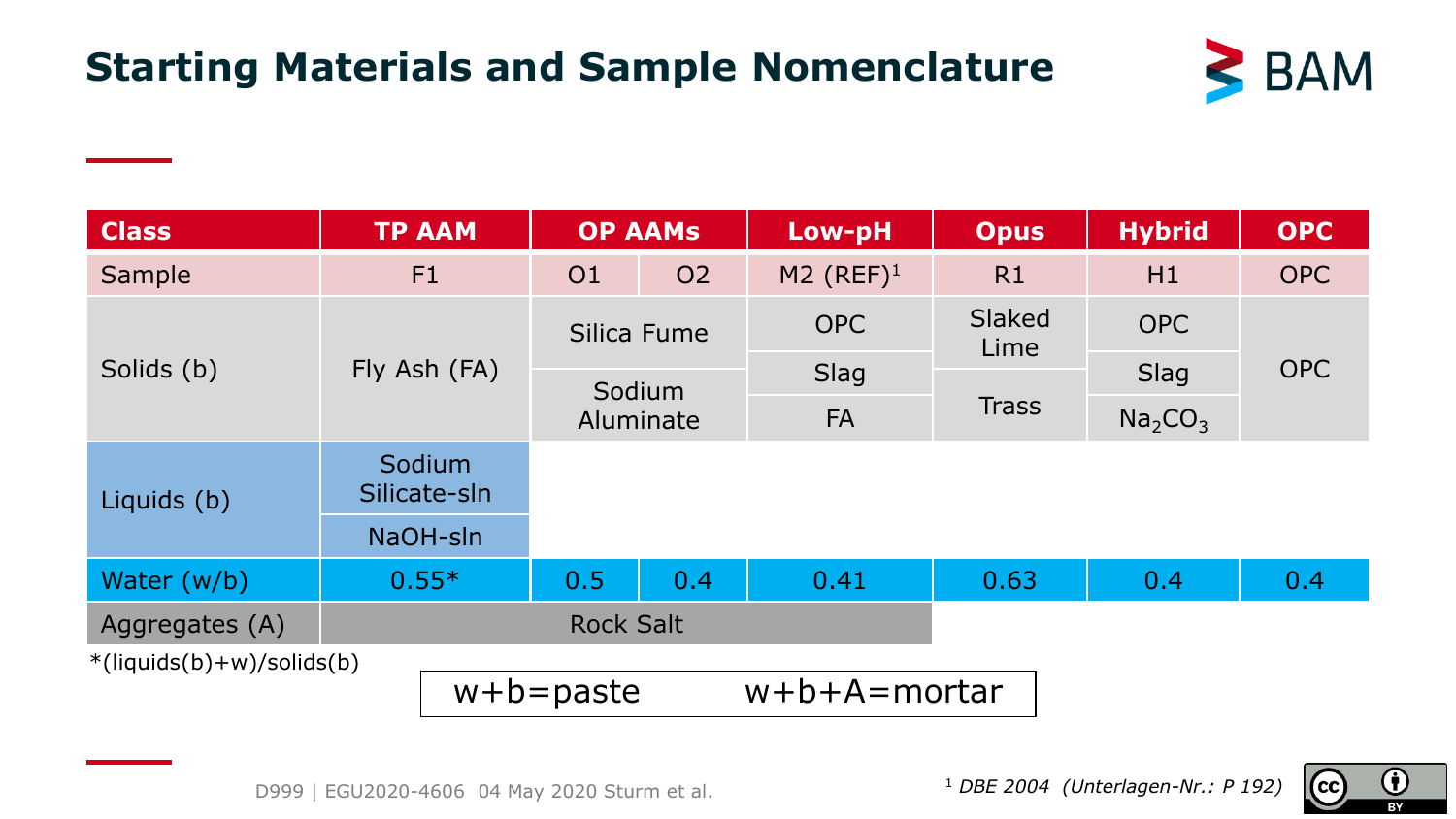# Starting Materials and Sample Nomenclature

| Class | TP AAM | OP AAMs | | Low-pH | Opus | Hybrid | OPC |
|---|---|---|---|---|---|---|---|
| Sample | F1 | O1 | O2 | M2 (REF)[1] | R1 | H1 | OPC |
| Solids (b) | Fly Ash (FA) | Silica Fume | | OPC | Slaked Lime | OPC | OPC |
| | | Sodium Aluminate | | Slag | Trass | Slag | |
| | | | | FA | | $Na_2CO_3$ | |
| Liquids (b) | Sodium Silicate-sln | | | | | | |
| | NaOH-sln | | | | | | |
| Water (w/b) | 0.55* | 0.5 | 0.4 | 0.41 | 0.63 | 0.4 | 0.4 |
| Aggregates (A) | Rock Salt | | | | | | |

*(liquids(b)+w)/solids(b)

w+b=paste  w+b+A=mortar

[1] *DBE 2004 (Unterlagen-Nr.: P 192)*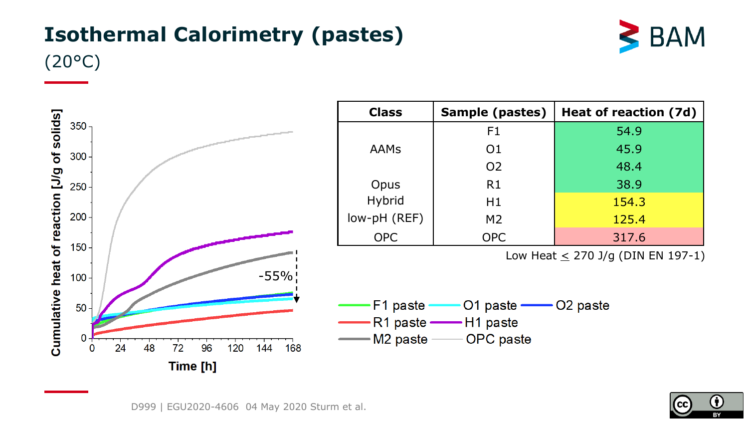# Isothermal Calorimetry (pastes)

(20°C)

| Class | Sample (pastes) | Heat of reaction (7d) |
|---|---|---|
| AAMs | F1 | 54.9 |
| | O1 | 45.9 |
| | O2 | 48.4 |
| Opus | R1 | 38.9 |
| Hybrid | H1 | 154.3 |
| low-pH (REF) | M2 | 125.4 |
| OPC | OPC | 317.6 |

Low Heat ≤ 270 J/g (DIN EN 197-1)

D999 | EGU2020-4606 04 May 2020 Sturm et al.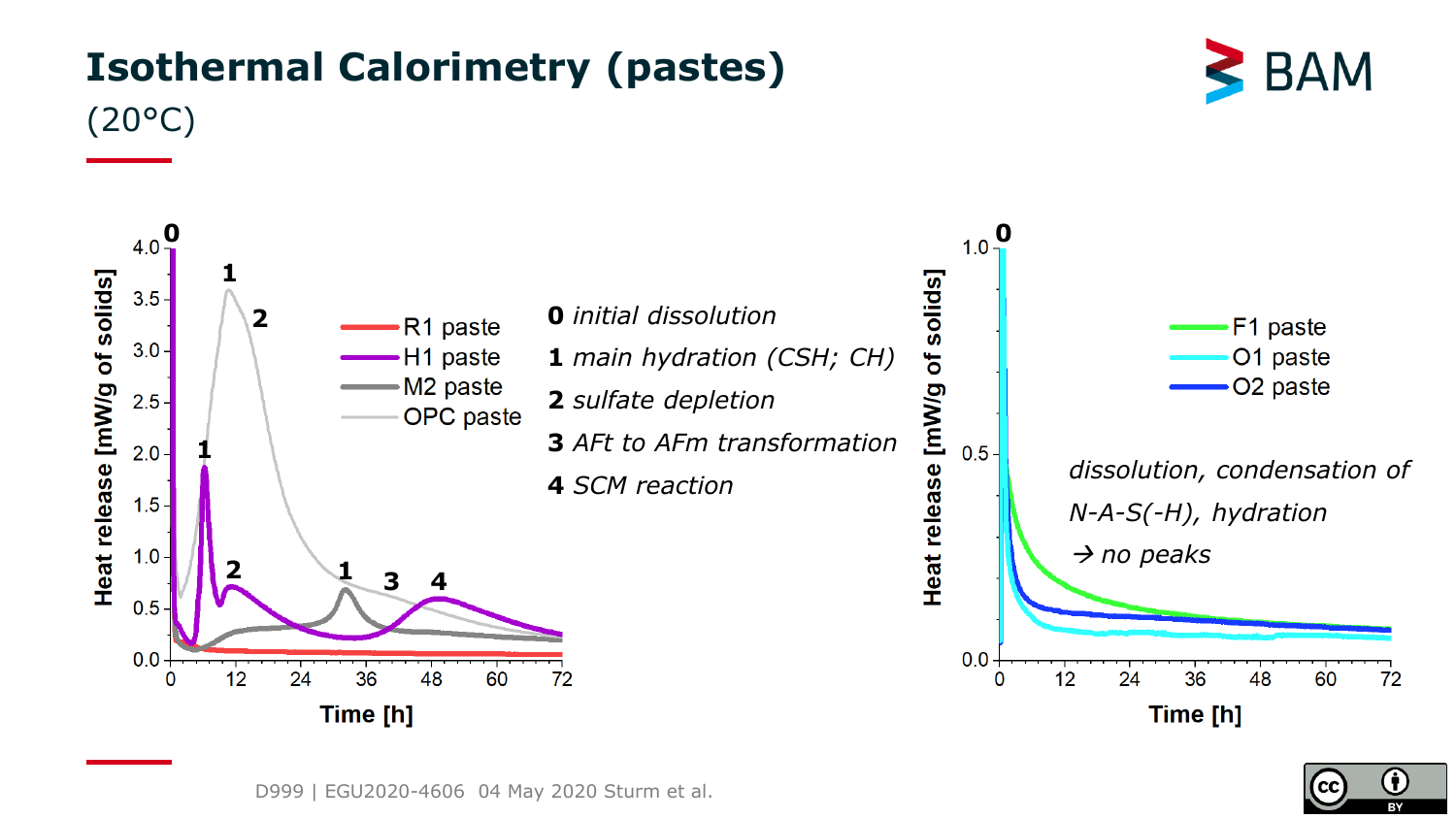# Isothermal Calorimetry (pastes)

(20°C)

- R1 paste
- H1 paste
- M2 paste
- OPC paste

**0** *initial dissolution*

**1** *main hydration (CSH; CH)*

**2** *sulfate depletion*

**3** *AFt to AFm transformation*

**4** *SCM reaction*

- F1 paste
- O1 paste
- O2 paste

*dissolution, condensation of N-A-S(-H), hydration → no peaks*

D999 | EGU2020-4606 04 May 2020 Sturm et al.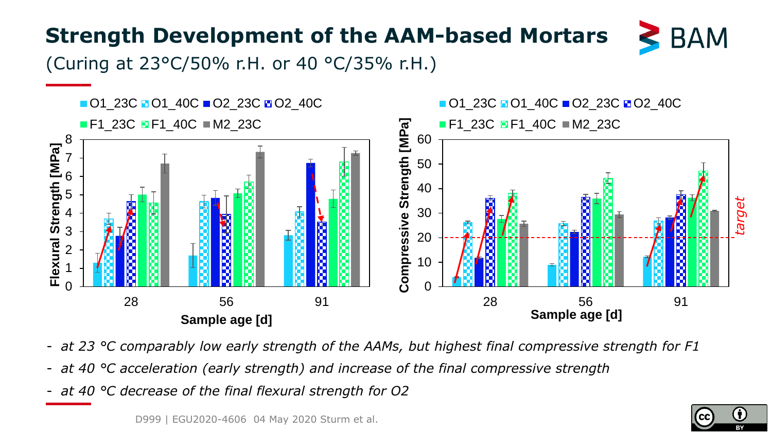# Strength Development of the AAM-based Mortars

(Curing at 23°C/50% r.H. or 40 °C/35% r.H.)

Legend: O1_23C, O1_40C, O2_23C, O2_40C, F1_23C, F1_40C, M2_23C

Flexural Strength [MPa] vs. Sample age [d] (28, 56, 91)

Compressive Strength [MPa] vs. Sample age [d] (28, 56, 91); target line at 20 MPa

- *at 23 °C comparably low early strength of the AAMs, but highest final compressive strength for F1*
- *at 40 °C acceleration (early strength) and increase of the final compressive strength*
- *at 40 °C decrease of the final flexural strength for O2*

D999 | EGU2020-4606 04 May 2020 Sturm et al.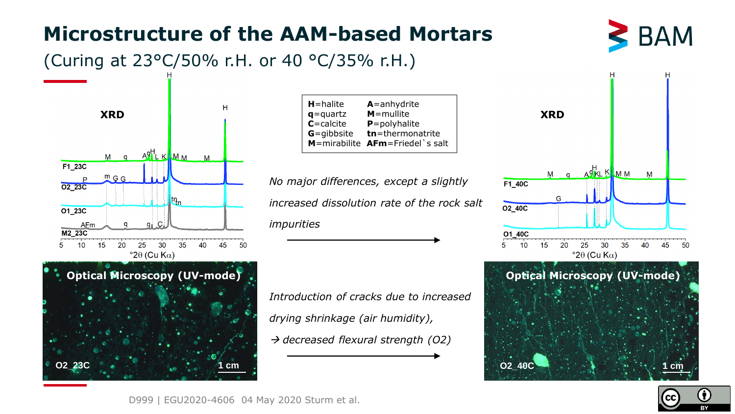# Microstructure of the AAM-based Mortars

(Curing at 23°C/50% r.H. or 40 °C/35% r.H.)

**H**=halite
**q**=quartz
**C**=calcite
**G**=gibbsite
**M**=mirabilite
**A**=anhydrite
**M**=mullite
**P**=polyhalite
**tn**=thermonatrite
**AFm**=Friedel`s salt

*No major differences, except a slightly increased dissolution rate of the rock salt impurities*

*Introduction of cracks due to increased drying shrinkage (air humidity),*

*→ decreased flexural strength (O2)*

D999 | EGU2020-4606 04 May 2020 Sturm et al.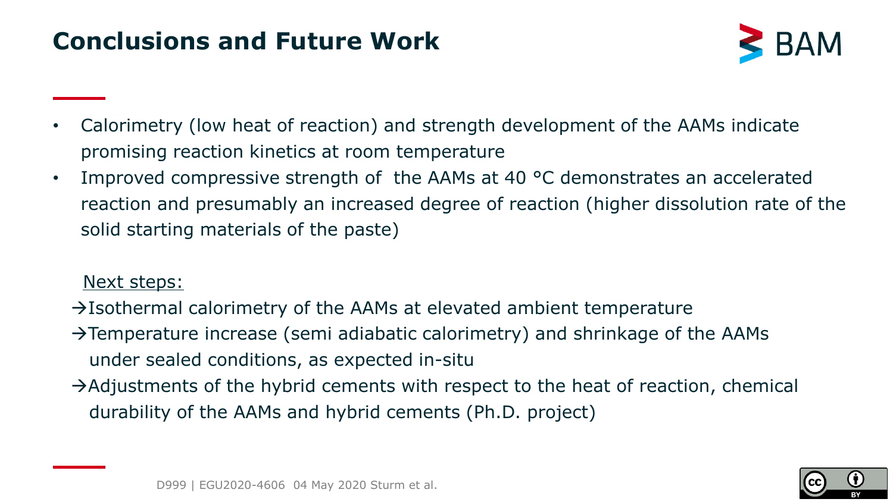# Conclusions and Future Work

- Calorimetry (low heat of reaction) and strength development of the AAMs indicate promising reaction kinetics at room temperature
- Improved compressive strength of the AAMs at 40 °C demonstrates an accelerated reaction and presumably an increased degree of reaction (higher dissolution rate of the solid starting materials of the paste)

<u>Next steps:</u>

→Isothermal calorimetry of the AAMs at elevated ambient temperature

→Temperature increase (semi adiabatic calorimetry) and shrinkage of the AAMs under sealed conditions, as expected in-situ

→Adjustments of the hybrid cements with respect to the heat of reaction, chemical durability of the AAMs and hybrid cements (Ph.D. project)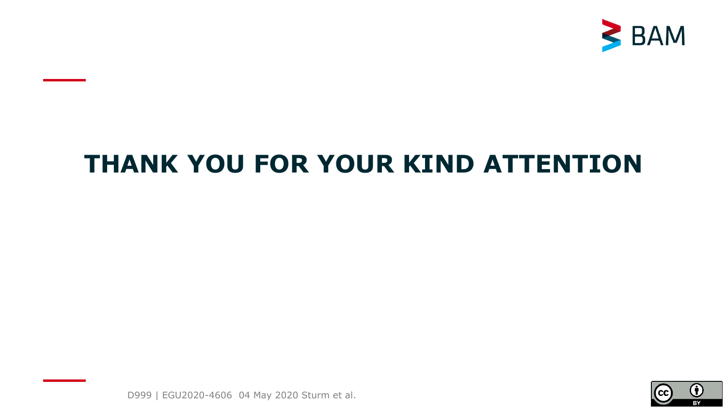# THANK YOU FOR YOUR KIND ATTENTION